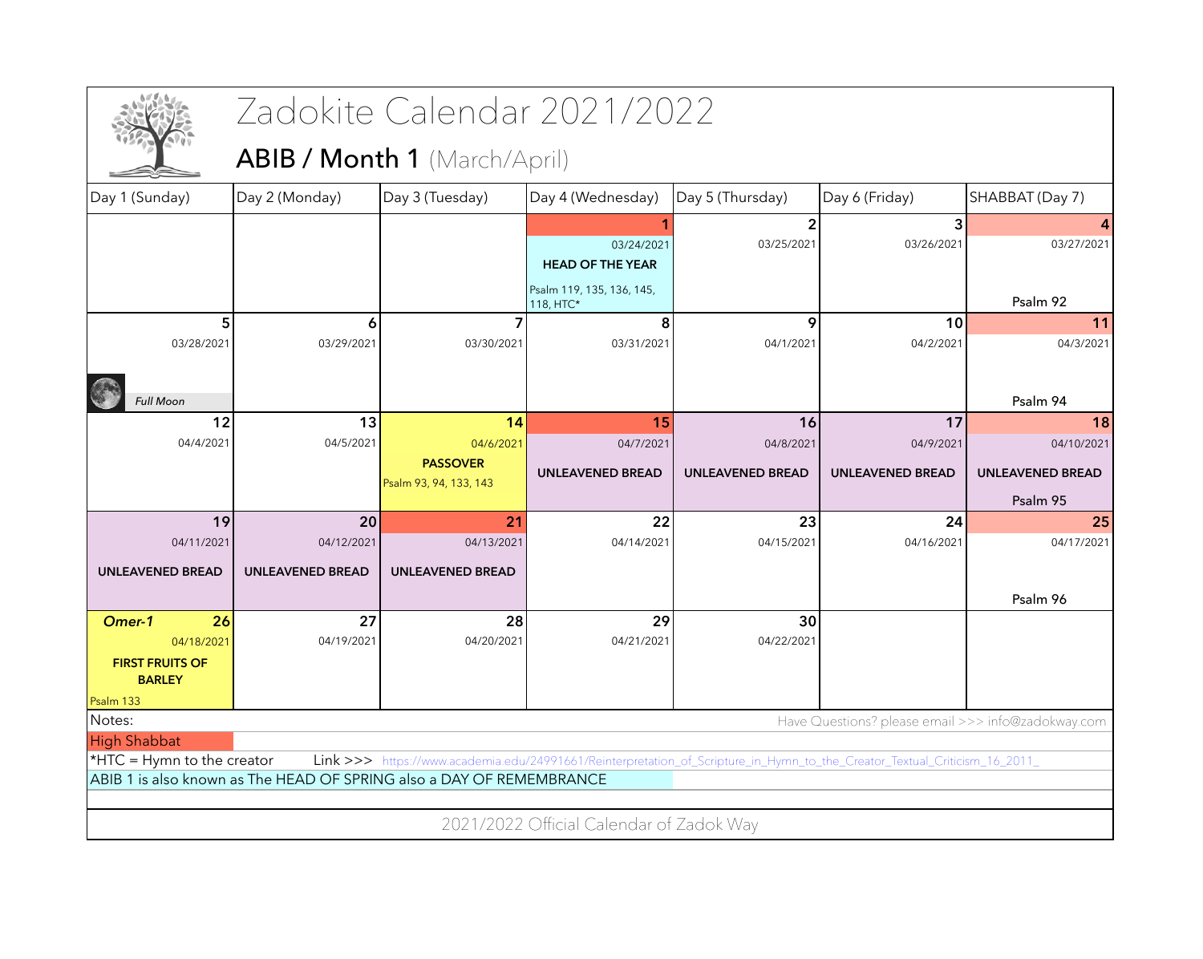# Zadokite Calendar 2021/2022

## ABIB / Month 1 (March/April)

| Day 1 (Sunday) | Day 2 (Monday) | Day 3 (Tuesday) | Day 4 (Wednesday) | Day 5 (Thursday) | Day 6 (Friday) | SHABBAT (Day 7) |
|---|---|---|---|---|---|---|
| | | | **1** 03/24/2021 **HEAD OF THE YEAR** Psalm 119, 135, 136, 145, 118, HTC* | **2** 03/25/2021 | **3** 03/26/2021 | **4** 03/27/2021 Psalm 92 |
| **5** 03/28/2021 *Full Moon* | **6** 03/29/2021 | **7** 03/30/2021 | **8** 03/31/2021 | **9** 04/1/2021 | **10** 04/2/2021 | **11** 04/3/2021 Psalm 94 |
| **12** 04/4/2021 | **13** 04/5/2021 | **14** 04/6/2021 **PASSOVER** Psalm 93, 94, 133, 143 | **15** 04/7/2021 **UNLEAVENED BREAD** | **16** 04/8/2021 **UNLEAVENED BREAD** | **17** 04/9/2021 **UNLEAVENED BREAD** | **18** 04/10/2021 **UNLEAVENED BREAD** Psalm 95 |
| **19** 04/11/2021 **UNLEAVENED BREAD** | **20** 04/12/2021 **UNLEAVENED BREAD** | **21** 04/13/2021 **UNLEAVENED BREAD** | **22** 04/14/2021 | **23** 04/15/2021 | **24** 04/16/2021 | **25** 04/17/2021 Psalm 96 |
| ***Omer-1*** **26** 04/18/2021 **FIRST FRUITS OF BARLEY** Psalm 133 | **27** 04/19/2021 | **28** 04/20/2021 | **29** 04/21/2021 | **30** 04/22/2021 | | |

Notes:

Have Questions? please email >>> info@zadokway.com

High Shabbat

*HTC = Hymn to the creator Link >>> https://www.academia.edu/24991661/Reinterpretation_of_Scripture_in_Hymn_to_the_Creator_Textual_Criticism_16_2011_

ABIB 1 is also known as The HEAD OF SPRING also a DAY OF REMEMBRANCE

2021/2022 Official Calendar of Zadok Way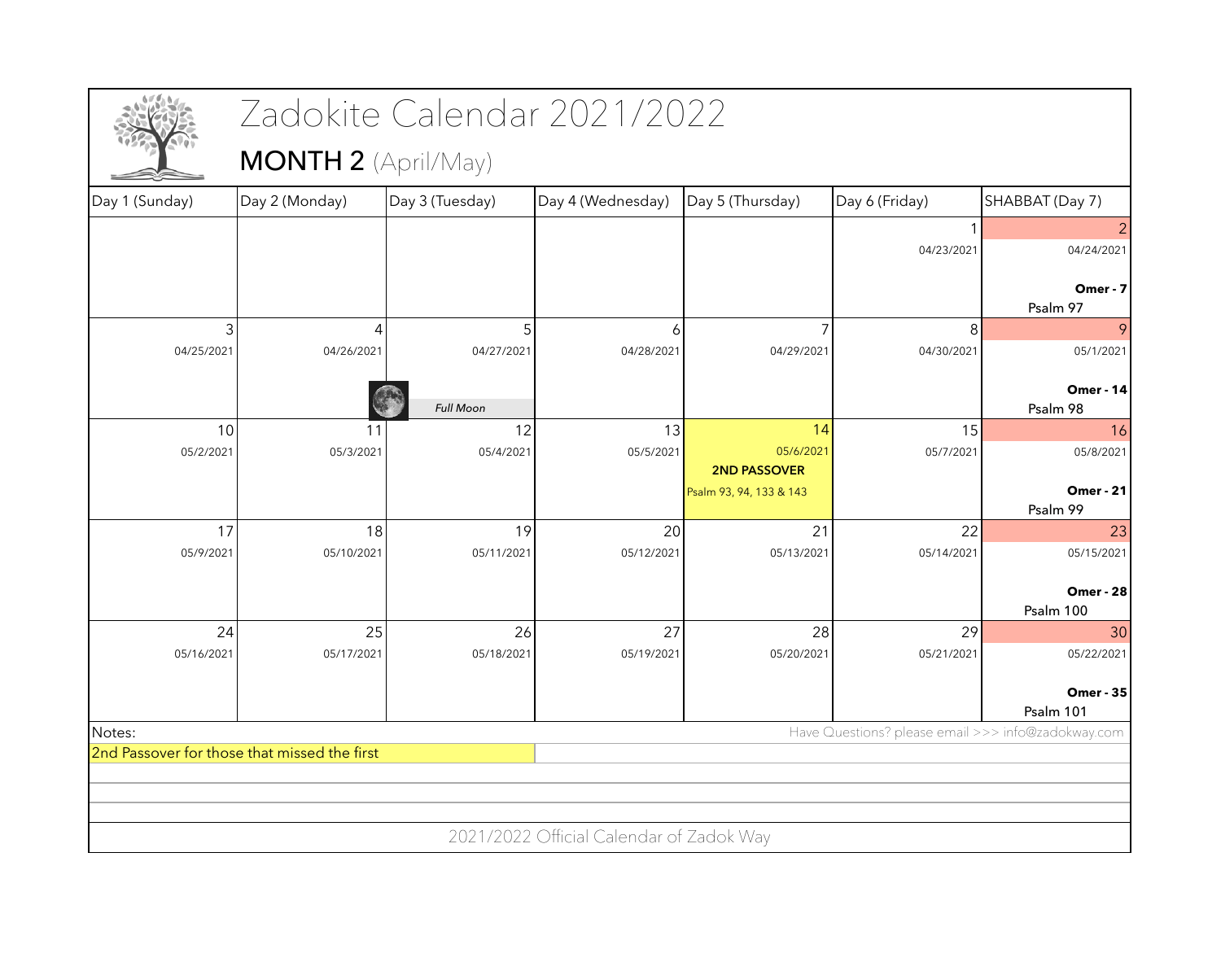# Zadokite Calendar 2021/2022

## MONTH 2 (April/May)

| Day 1 (Sunday) | Day 2 (Monday) | Day 3 (Tuesday) | Day 4 (Wednesday) | Day 5 (Thursday) | Day 6 (Friday) | SHABBAT (Day 7) |
|---|---|---|---|---|---|---|
| | | | | | 1<br>04/23/2021 | 2<br>04/24/2021<br>**Omer - 7**<br>Psalm 97 |
| 3<br>04/25/2021 | 4<br>04/26/2021 | 5<br>04/27/2021<br>*Full Moon* | 6<br>04/28/2021 | 7<br>04/29/2021 | 8<br>04/30/2021 | 9<br>05/1/2021<br>**Omer - 14**<br>Psalm 98 |
| 10<br>05/2/2021 | 11<br>05/3/2021 | 12<br>05/4/2021 | 13<br>05/5/2021 | 14<br>05/6/2021<br>**2ND PASSOVER**<br>Psalm 93, 94, 133 & 143 | 15<br>05/7/2021 | 16<br>05/8/2021<br>**Omer - 21**<br>Psalm 99 |
| 17<br>05/9/2021 | 18<br>05/10/2021 | 19<br>05/11/2021 | 20<br>05/12/2021 | 21<br>05/13/2021 | 22<br>05/14/2021 | 23<br>05/15/2021<br>**Omer - 28**<br>Psalm 100 |
| 24<br>05/16/2021 | 25<br>05/17/2021 | 26<br>05/18/2021 | 27<br>05/19/2021 | 28<br>05/20/2021 | 29<br>05/21/2021 | 30<br>05/22/2021<br>**Omer - 35**<br>Psalm 101 |

Notes:

Have Questions? please email >>> info@zadokway.com

2nd Passover for those that missed the first

2021/2022 Official Calendar of Zadok Way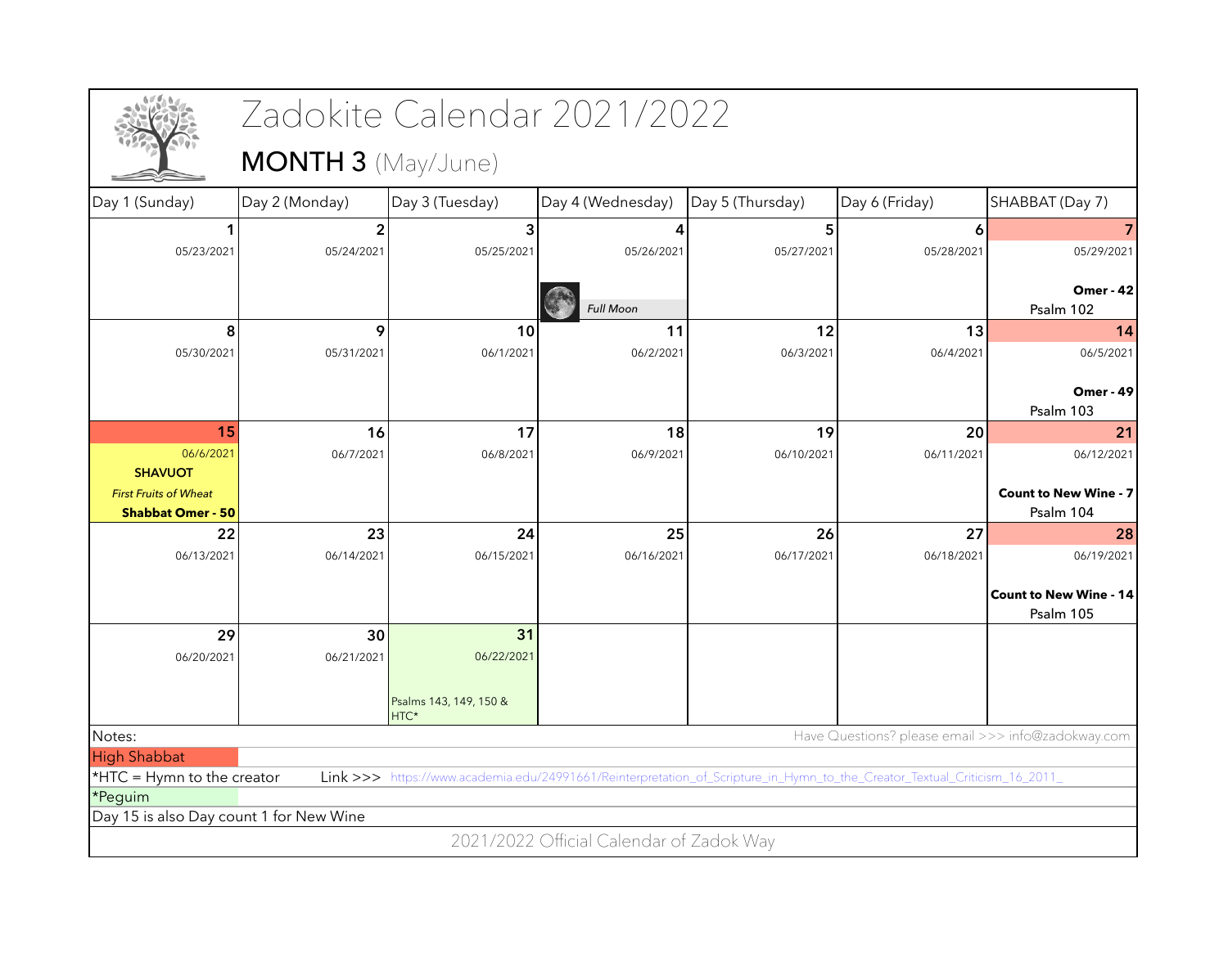# Zadokite Calendar 2021/2022

## MONTH 3 (May/June)

| Day 1 (Sunday) | Day 2 (Monday) | Day 3 (Tuesday) | Day 4 (Wednesday) | Day 5 (Thursday) | Day 6 (Friday) | SHABBAT (Day 7) |
|---|---|---|---|---|---|---|
| **1** 05/23/2021 | **2** 05/24/2021 | **3** 05/25/2021 | **4** 05/26/2021 *Full Moon* | **5** 05/27/2021 | **6** 05/28/2021 | **7** 05/29/2021 **Omer - 42** Psalm 102 |
| **8** 05/30/2021 | **9** 05/31/2021 | **10** 06/1/2021 | **11** 06/2/2021 | **12** 06/3/2021 | **13** 06/4/2021 | **14** 06/5/2021 **Omer - 49** Psalm 103 |
| **15** 06/6/2021 **SHAVUOT** *First Fruits of Wheat* **Shabbat Omer - 50** | **16** 06/7/2021 | **17** 06/8/2021 | **18** 06/9/2021 | **19** 06/10/2021 | **20** 06/11/2021 | **21** 06/12/2021 **Count to New Wine - 7** Psalm 104 |
| **22** 06/13/2021 | **23** 06/14/2021 | **24** 06/15/2021 | **25** 06/16/2021 | **26** 06/17/2021 | **27** 06/18/2021 | **28** 06/19/2021 **Count to New Wine - 14** Psalm 105 |
| **29** 06/20/2021 | **30** 06/21/2021 | **31** 06/22/2021 Psalms 143, 149, 150 & HTC* | | | | |

Notes:

Have Questions? please email >>> info@zadokway.com

High Shabbat

*HTC = Hymn to the creator Link >>> https://www.academia.edu/24991661/Reinterpretation_of_Scripture_in_Hymn_to_the_Creator_Textual_Criticism_16_2011_

*Peguim

Day 15 is also Day count 1 for New Wine

2021/2022 Official Calendar of Zadok Way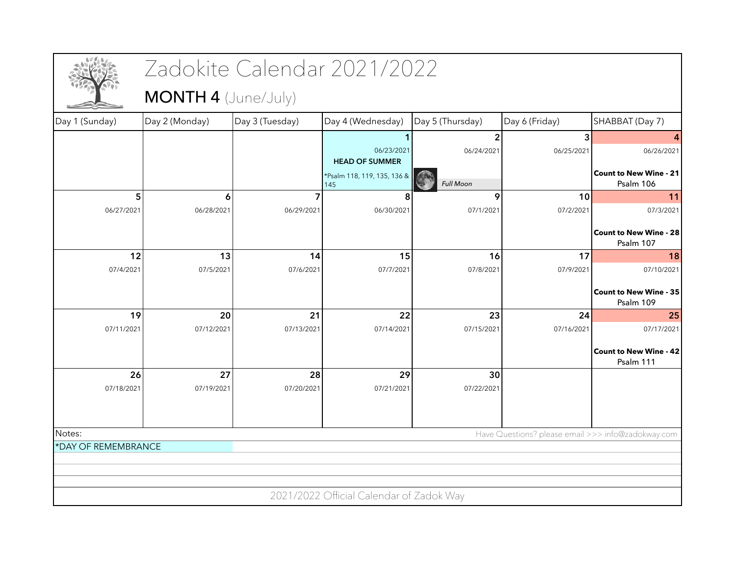# Zadokite Calendar 2021/2022

## MONTH 4 (June/July)

| Day 1 (Sunday) | Day 2 (Monday) | Day 3 (Tuesday) | Day 4 (Wednesday) | Day 5 (Thursday) | Day 6 (Friday) | SHABBAT (Day 7) |
|---|---|---|---|---|---|---|
| | | | **1**<br>06/23/2021<br>**HEAD OF SUMMER**<br>*Psalm 118, 119, 135, 136 & 145 | **2**<br>06/24/2021<br>*Full Moon* | **3**<br>06/25/2021 | **4**<br>06/26/2021<br>**Count to New Wine - 21**<br>Psalm 106 |
| **5**<br>06/27/2021 | **6**<br>06/28/2021 | **7**<br>06/29/2021 | **8**<br>06/30/2021 | **9**<br>07/1/2021 | **10**<br>07/2/2021 | **11**<br>07/3/2021<br>**Count to New Wine - 28**<br>Psalm 107 |
| **12**<br>07/4/2021 | **13**<br>07/5/2021 | **14**<br>07/6/2021 | **15**<br>07/7/2021 | **16**<br>07/8/2021 | **17**<br>07/9/2021 | **18**<br>07/10/2021<br>**Count to New Wine - 35**<br>Psalm 109 |
| **19**<br>07/11/2021 | **20**<br>07/12/2021 | **21**<br>07/13/2021 | **22**<br>07/14/2021 | **23**<br>07/15/2021 | **24**<br>07/16/2021 | **25**<br>07/17/2021<br>**Count to New Wine - 42**<br>Psalm 111 |
| **26**<br>07/18/2021 | **27**<br>07/19/2021 | **28**<br>07/20/2021 | **29**<br>07/21/2021 | **30**<br>07/22/2021 | | |

Notes:

Have Questions? please email >>> info@zadokway.com

*DAY OF REMEMBRANCE

2021/2022 Official Calendar of Zadok Way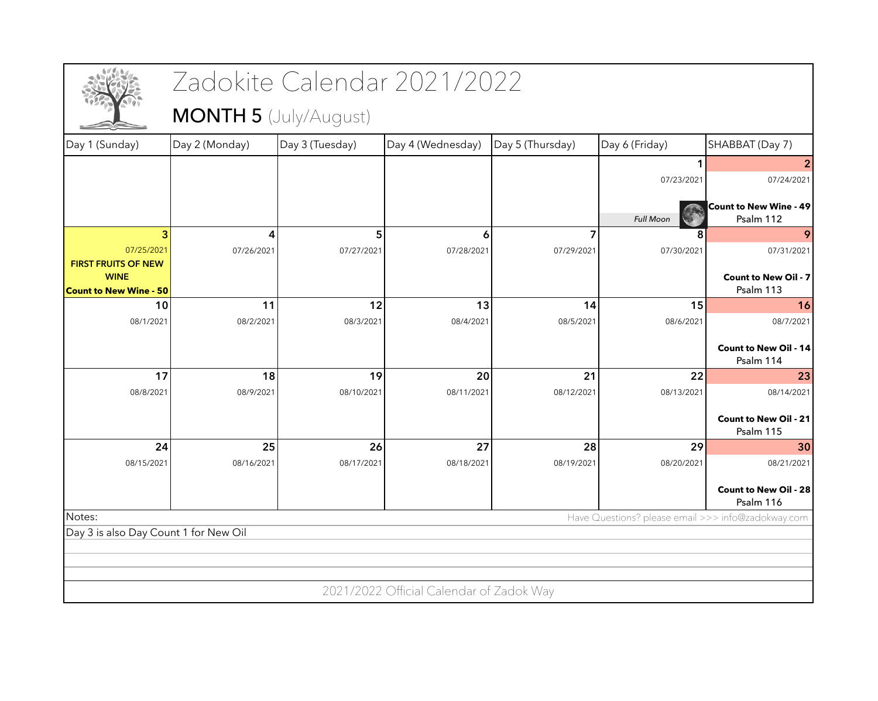# Zadokite Calendar 2021/2022

## MONTH 5 (July/August)

| Day 1 (Sunday) | Day 2 (Monday) | Day 3 (Tuesday) | Day 4 (Wednesday) | Day 5 (Thursday) | Day 6 (Friday) | SHABBAT (Day 7) |
|---|---|---|---|---|---|---|
| | | | | | **1** 07/23/2021 *Full Moon* | **2** 07/24/2021 **Count to New Wine - 49** Psalm 112 |
| **3** 07/25/2021 **FIRST FRUITS OF NEW WINE** **Count to New Wine - 50** | **4** 07/26/2021 | **5** 07/27/2021 | **6** 07/28/2021 | **7** 07/29/2021 | **8** 07/30/2021 | **9** 07/31/2021 **Count to New Oil - 7** Psalm 113 |
| **10** 08/1/2021 | **11** 08/2/2021 | **12** 08/3/2021 | **13** 08/4/2021 | **14** 08/5/2021 | **15** 08/6/2021 | **16** 08/7/2021 **Count to New Oil - 14** Psalm 114 |
| **17** 08/8/2021 | **18** 08/9/2021 | **19** 08/10/2021 | **20** 08/11/2021 | **21** 08/12/2021 | **22** 08/13/2021 | **23** 08/14/2021 **Count to New Oil - 21** Psalm 115 |
| **24** 08/15/2021 | **25** 08/16/2021 | **26** 08/17/2021 | **27** 08/18/2021 | **28** 08/19/2021 | **29** 08/20/2021 | **30** 08/21/2021 **Count to New Oil - 28** Psalm 116 |

Notes:

Have Questions? please email >>> info@zadokway.com

Day 3 is also Day Count 1 for New Oil

2021/2022 Official Calendar of Zadok Way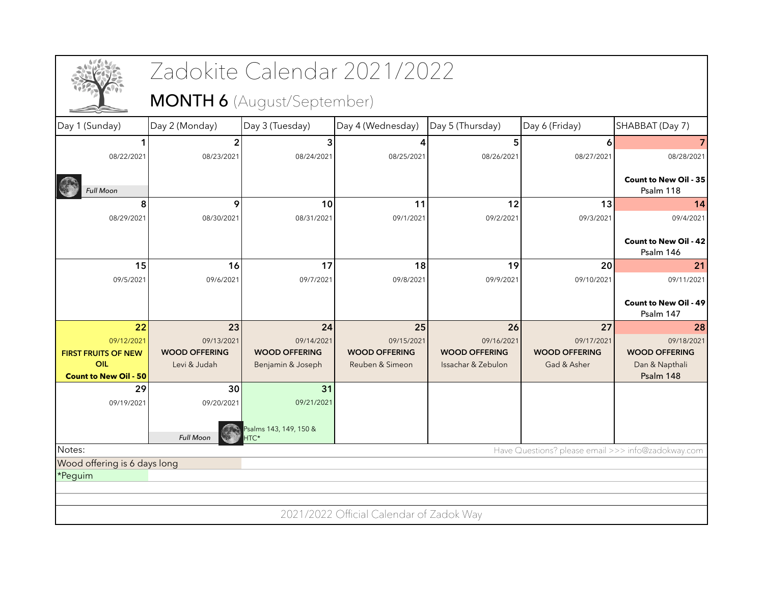# Zadokite Calendar 2021/2022

## MONTH 6 (August/September)

| Day 1 (Sunday) | Day 2 (Monday) | Day 3 (Tuesday) | Day 4 (Wednesday) | Day 5 (Thursday) | Day 6 (Friday) | SHABBAT (Day 7) |
|---|---|---|---|---|---|---|
| 1<br>08/22/2021<br>*Full Moon* | 2<br>08/23/2021 | 3<br>08/24/2021 | 4<br>08/25/2021 | 5<br>08/26/2021 | 6<br>08/27/2021 | 7<br>08/28/2021<br>**Count to New Oil - 35**<br>Psalm 118 |
| 8<br>08/29/2021 | 9<br>08/30/2021 | 10<br>08/31/2021 | 11<br>09/1/2021 | 12<br>09/2/2021 | 13<br>09/3/2021 | 14<br>09/4/2021<br>**Count to New Oil - 42**<br>Psalm 146 |
| 15<br>09/5/2021 | 16<br>09/6/2021 | 17<br>09/7/2021 | 18<br>09/8/2021 | 19<br>09/9/2021 | 20<br>09/10/2021 | 21<br>09/11/2021<br>**Count to New Oil - 49**<br>Psalm 147 |
| 22<br>09/12/2021<br>**FIRST FRUITS OF NEW OIL**<br>**Count to New Oil - 50** | 23<br>09/13/2021<br>**WOOD OFFERING**<br>Levi & Judah | 24<br>09/14/2021<br>**WOOD OFFERING**<br>Benjamin & Joseph | 25<br>09/15/2021<br>**WOOD OFFERING**<br>Reuben & Simeon | 26<br>09/16/2021<br>**WOOD OFFERING**<br>Issachar & Zebulon | 27<br>09/17/2021<br>**WOOD OFFERING**<br>Gad & Asher | 28<br>09/18/2021<br>**WOOD OFFERING**<br>Dan & Napthali<br>Psalm 148 |
| 29<br>09/19/2021 | 30<br>09/20/2021<br>*Full Moon* | 31<br>09/21/2021<br>Psalms 143, 149, 150 & HTC* | | | | |

Notes:

Have Questions? please email >>> info@zadokway.com

Wood offering is 6 days long

*Peguim

2021/2022 Official Calendar of Zadok Way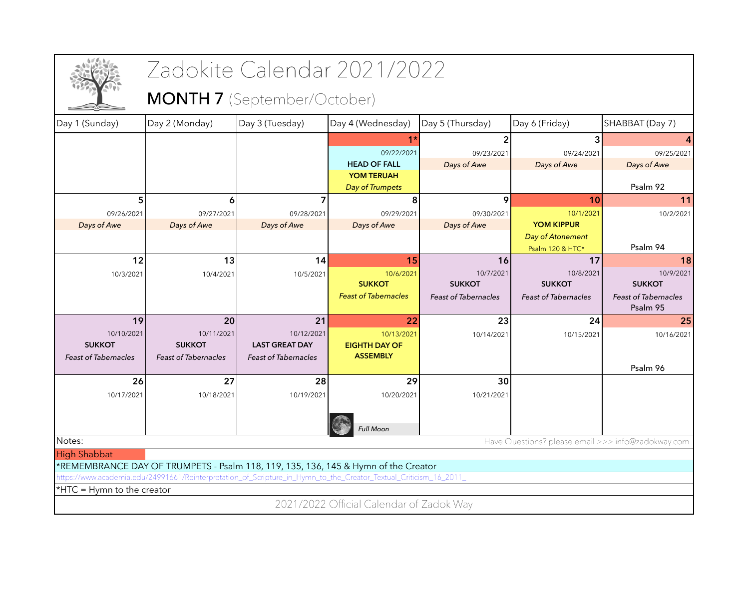# Zadokite Calendar 2021/2022

## MONTH 7 (September/October)

| Day 1 (Sunday) | Day 2 (Monday) | Day 3 (Tuesday) | Day 4 (Wednesday) | Day 5 (Thursday) | Day 6 (Friday) | SHABBAT (Day 7) |
|---|---|---|---|---|---|---|
| | | | **1*** 09/22/2021 **HEAD OF FALL** **YOM TERUAH** *Day of Trumpets* | **2** 09/23/2021 *Days of Awe* | **3** 09/24/2021 *Days of Awe* | **4** 09/25/2021 *Days of Awe* Psalm 92 |
| **5** 09/26/2021 *Days of Awe* | **6** 09/27/2021 *Days of Awe* | **7** 09/28/2021 *Days of Awe* | **8** 09/29/2021 *Days of Awe* | **9** 09/30/2021 *Days of Awe* | **10** 10/1/2021 **YOM KIPPUR** *Day of Atonement* Psalm 120 & HTC* | **11** 10/2/2021 Psalm 94 |
| **12** 10/3/2021 | **13** 10/4/2021 | **14** 10/5/2021 | **15** 10/6/2021 **SUKKOT** *Feast of Tabernacles* | **16** 10/7/2021 **SUKKOT** *Feast of Tabernacles* | **17** 10/8/2021 **SUKKOT** *Feast of Tabernacles* | **18** 10/9/2021 **SUKKOT** *Feast of Tabernacles* Psalm 95 |
| **19** 10/10/2021 **SUKKOT** *Feast of Tabernacles* | **20** 10/11/2021 **SUKKOT** *Feast of Tabernacles* | **21** 10/12/2021 **LAST GREAT DAY** *Feast of Tabernacles* | **22** 10/13/2021 **EIGHTH DAY OF ASSEMBLY** | **23** 10/14/2021 | **24** 10/15/2021 | **25** 10/16/2021 Psalm 96 |
| **26** 10/17/2021 | **27** 10/18/2021 | **28** 10/19/2021 | **29** 10/20/2021 *Full Moon* | **30** 10/21/2021 | | |

Notes:

Have Questions? please email >>> info@zadokway.com

High Shabbat

*REMEMBRANCE DAY OF TRUMPETS - Psalm 118, 119, 135, 136, 145 & Hymn of the Creator

https://www.academia.edu/24991661/Reinterpretation_of_Scripture_in_Hymn_to_the_Creator_Textual_Criticism_16_2011_

*HTC = Hymn to the creator

2021/2022 Official Calendar of Zadok Way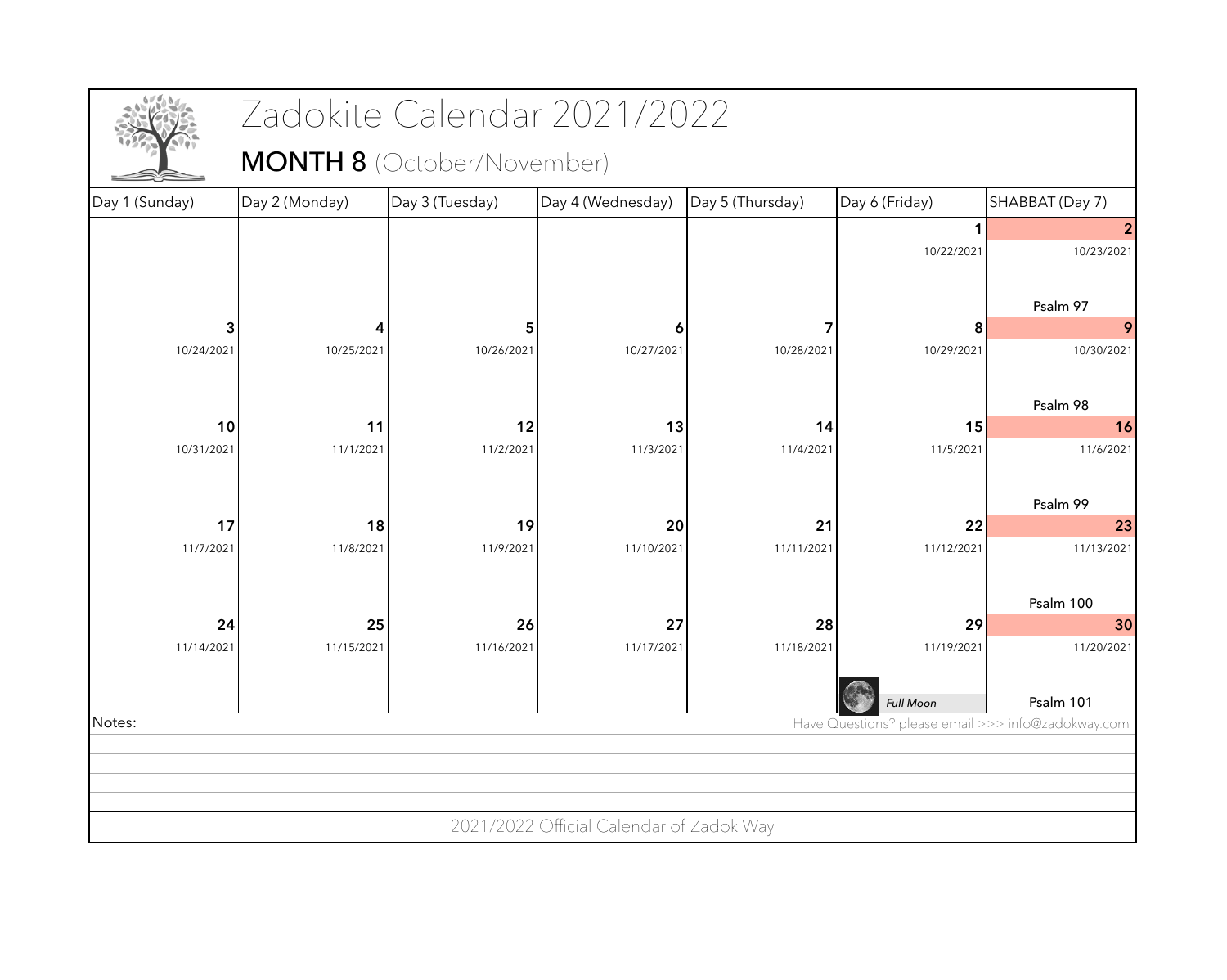# Zadokite Calendar 2021/2022

## MONTH 8 (October/November)

| Day 1 (Sunday) | Day 2 (Monday) | Day 3 (Tuesday) | Day 4 (Wednesday) | Day 5 (Thursday) | Day 6 (Friday) | SHABBAT (Day 7) |
|---|---|---|---|---|---|---|
| | | | | | **1** 10/22/2021 | **2** 10/23/2021 Psalm 97 |
| **3** 10/24/2021 | **4** 10/25/2021 | **5** 10/26/2021 | **6** 10/27/2021 | **7** 10/28/2021 | **8** 10/29/2021 | **9** 10/30/2021 Psalm 98 |
| **10** 10/31/2021 | **11** 11/1/2021 | **12** 11/2/2021 | **13** 11/3/2021 | **14** 11/4/2021 | **15** 11/5/2021 | **16** 11/6/2021 Psalm 99 |
| **17** 11/7/2021 | **18** 11/8/2021 | **19** 11/9/2021 | **20** 11/10/2021 | **21** 11/11/2021 | **22** 11/12/2021 | **23** 11/13/2021 Psalm 100 |
| **24** 11/14/2021 | **25** 11/15/2021 | **26** 11/16/2021 | **27** 11/17/2021 | **28** 11/18/2021 | **29** 11/19/2021 *Full Moon* | **30** 11/20/2021 Psalm 101 |

Notes:

Have Questions? please email >>> info@zadokway.com

2021/2022 Official Calendar of Zadok Way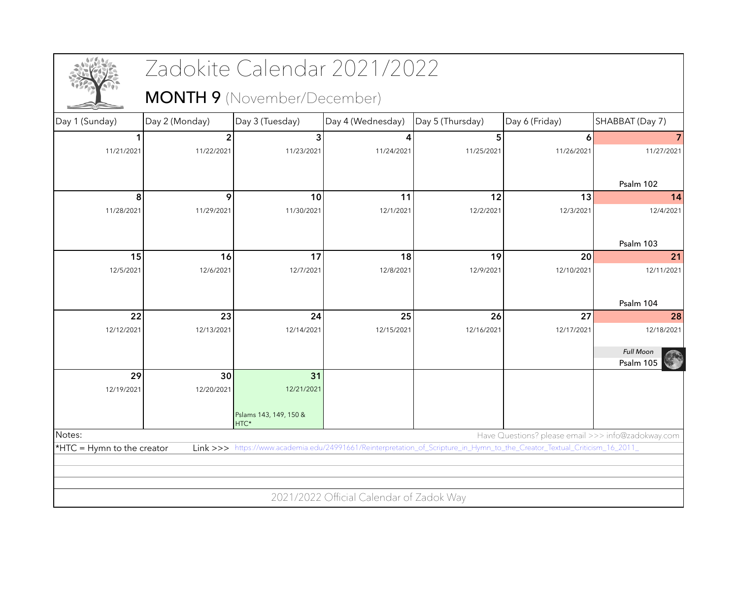# Zadokite Calendar 2021/2022

## MONTH 9 (November/December)

| Day 1 (Sunday) | Day 2 (Monday) | Day 3 (Tuesday) | Day 4 (Wednesday) | Day 5 (Thursday) | Day 6 (Friday) | SHABBAT (Day 7) |
|---|---|---|---|---|---|---|
| 1<br>11/21/2021 | 2<br>11/22/2021 | 3<br>11/23/2021 | 4<br>11/24/2021 | 5<br>11/25/2021 | 6<br>11/26/2021 | 7<br>11/27/2021<br>Psalm 102 |
| 8<br>11/28/2021 | 9<br>11/29/2021 | 10<br>11/30/2021 | 11<br>12/1/2021 | 12<br>12/2/2021 | 13<br>12/3/2021 | 14<br>12/4/2021<br>Psalm 103 |
| 15<br>12/5/2021 | 16<br>12/6/2021 | 17<br>12/7/2021 | 18<br>12/8/2021 | 19<br>12/9/2021 | 20<br>12/10/2021 | 21<br>12/11/2021<br>Psalm 104 |
| 22<br>12/12/2021 | 23<br>12/13/2021 | 24<br>12/14/2021 | 25<br>12/15/2021 | 26<br>12/16/2021 | 27<br>12/17/2021 | 28<br>12/18/2021<br>*Full Moon*<br>Psalm 105 |
| 29<br>12/19/2021 | 30<br>12/20/2021 | 31<br>12/21/2021<br>Pslams 143, 149, 150 & HTC* | | | | |

Notes:

Have Questions? please email >>> info@zadokway.com

*HTC = Hymn to the creator    Link >>> https://www.academia.edu/24991661/Reinterpretation_of_Scripture_in_Hymn_to_the_Creator_Textual_Criticism_16_2011_

2021/2022 Official Calendar of Zadok Way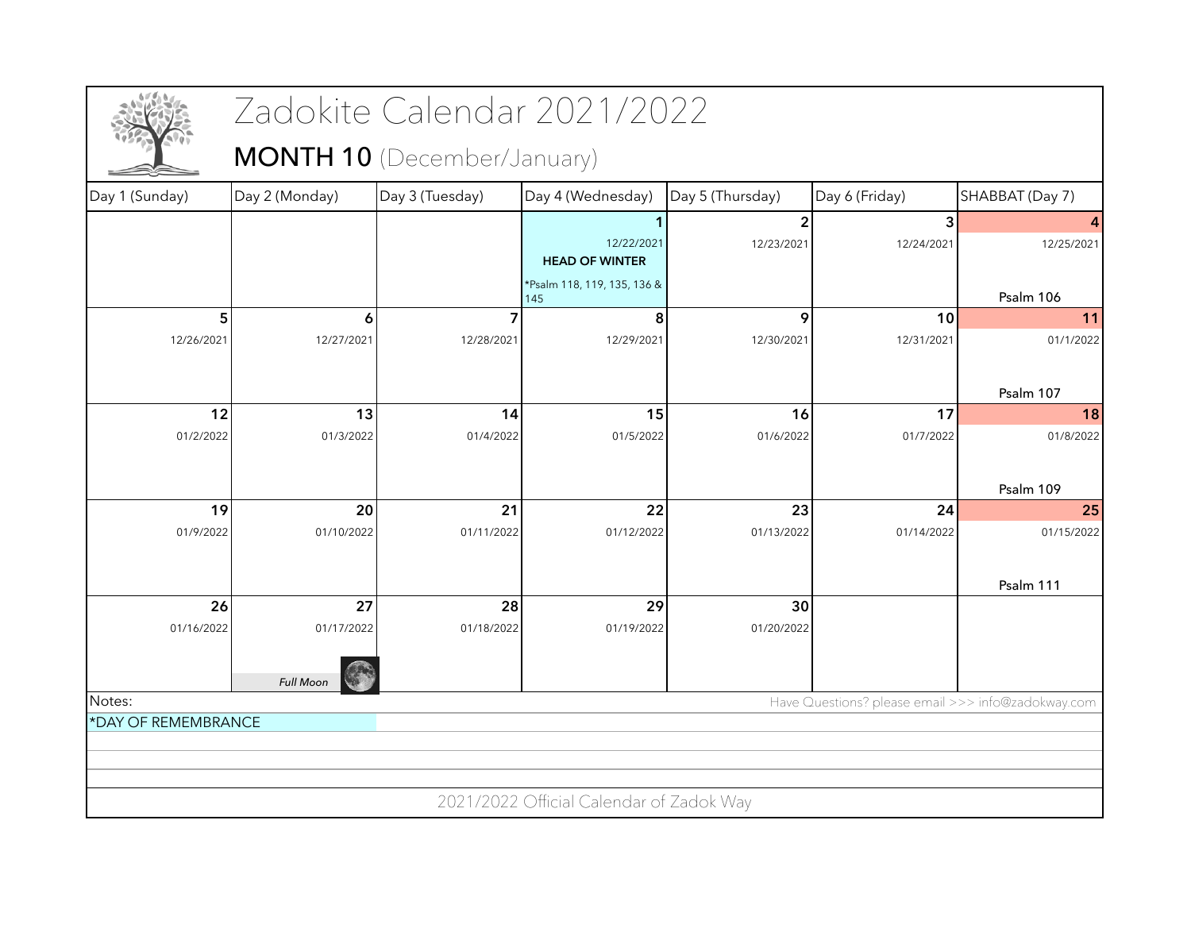# Zadokite Calendar 2021/2022

## MONTH 10 (December/January)

| Day 1 (Sunday) | Day 2 (Monday) | Day 3 (Tuesday) | Day 4 (Wednesday) | Day 5 (Thursday) | Day 6 (Friday) | SHABBAT (Day 7) |
|---|---|---|---|---|---|---|
| | | | **1** 12/22/2021 **HEAD OF WINTER** *Psalm 118, 119, 135, 136 & 145 | **2** 12/23/2021 | **3** 12/24/2021 | **4** 12/25/2021 Psalm 106 |
| **5** 12/26/2021 | **6** 12/27/2021 | **7** 12/28/2021 | **8** 12/29/2021 | **9** 12/30/2021 | **10** 12/31/2021 | **11** 01/1/2022 Psalm 107 |
| **12** 01/2/2022 | **13** 01/3/2022 | **14** 01/4/2022 | **15** 01/5/2022 | **16** 01/6/2022 | **17** 01/7/2022 | **18** 01/8/2022 Psalm 109 |
| **19** 01/9/2022 | **20** 01/10/2022 | **21** 01/11/2022 | **22** 01/12/2022 | **23** 01/13/2022 | **24** 01/14/2022 | **25** 01/15/2022 Psalm 111 |
| **26** 01/16/2022 | **27** 01/17/2022 *Full Moon* | **28** 01/18/2022 | **29** 01/19/2022 | **30** 01/20/2022 | | |

Notes:

Have Questions? please email >>> info@zadokway.com

*DAY OF REMEMBRANCE

2021/2022 Official Calendar of Zadok Way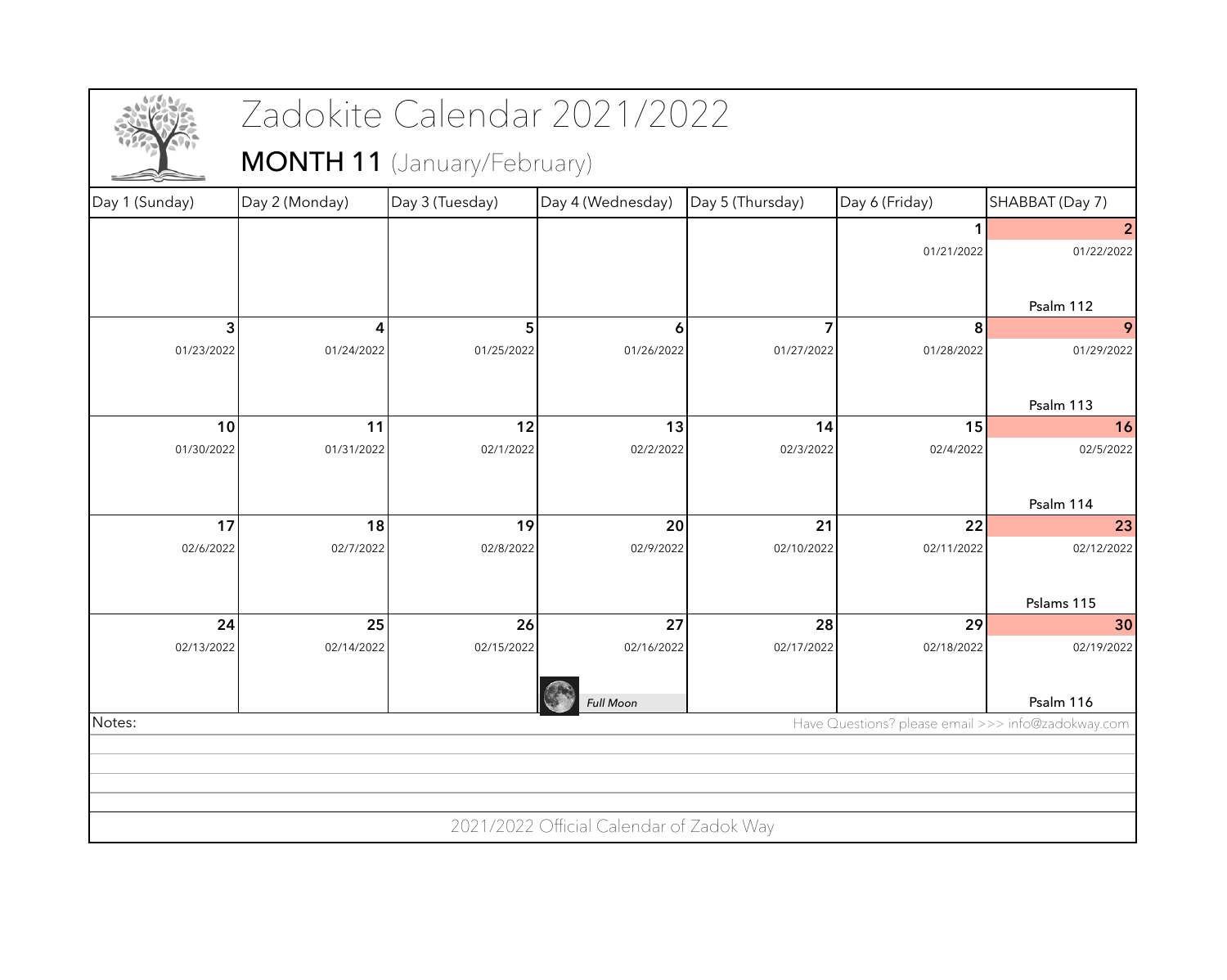# Zadokite Calendar 2021/2022

## MONTH 11 (January/February)

| Day 1 (Sunday) | Day 2 (Monday) | Day 3 (Tuesday) | Day 4 (Wednesday) | Day 5 (Thursday) | Day 6 (Friday) | SHABBAT (Day 7) |
|---|---|---|---|---|---|---|
| | | | | | **1** 01/21/2022 | **2** 01/22/2022 Psalm 112 |
| **3** 01/23/2022 | **4** 01/24/2022 | **5** 01/25/2022 | **6** 01/26/2022 | **7** 01/27/2022 | **8** 01/28/2022 | **9** 01/29/2022 Psalm 113 |
| **10** 01/30/2022 | **11** 01/31/2022 | **12** 02/1/2022 | **13** 02/2/2022 | **14** 02/3/2022 | **15** 02/4/2022 | **16** 02/5/2022 Psalm 114 |
| **17** 02/6/2022 | **18** 02/7/2022 | **19** 02/8/2022 | **20** 02/9/2022 | **21** 02/10/2022 | **22** 02/11/2022 | **23** 02/12/2022 Pslams 115 |
| **24** 02/13/2022 | **25** 02/14/2022 | **26** 02/15/2022 | **27** 02/16/2022 *Full Moon* | **28** 02/17/2022 | **29** 02/18/2022 | **30** 02/19/2022 Psalm 116 |

Notes:

Have Questions? please email >>> info@zadokway.com

2021/2022 Official Calendar of Zadok Way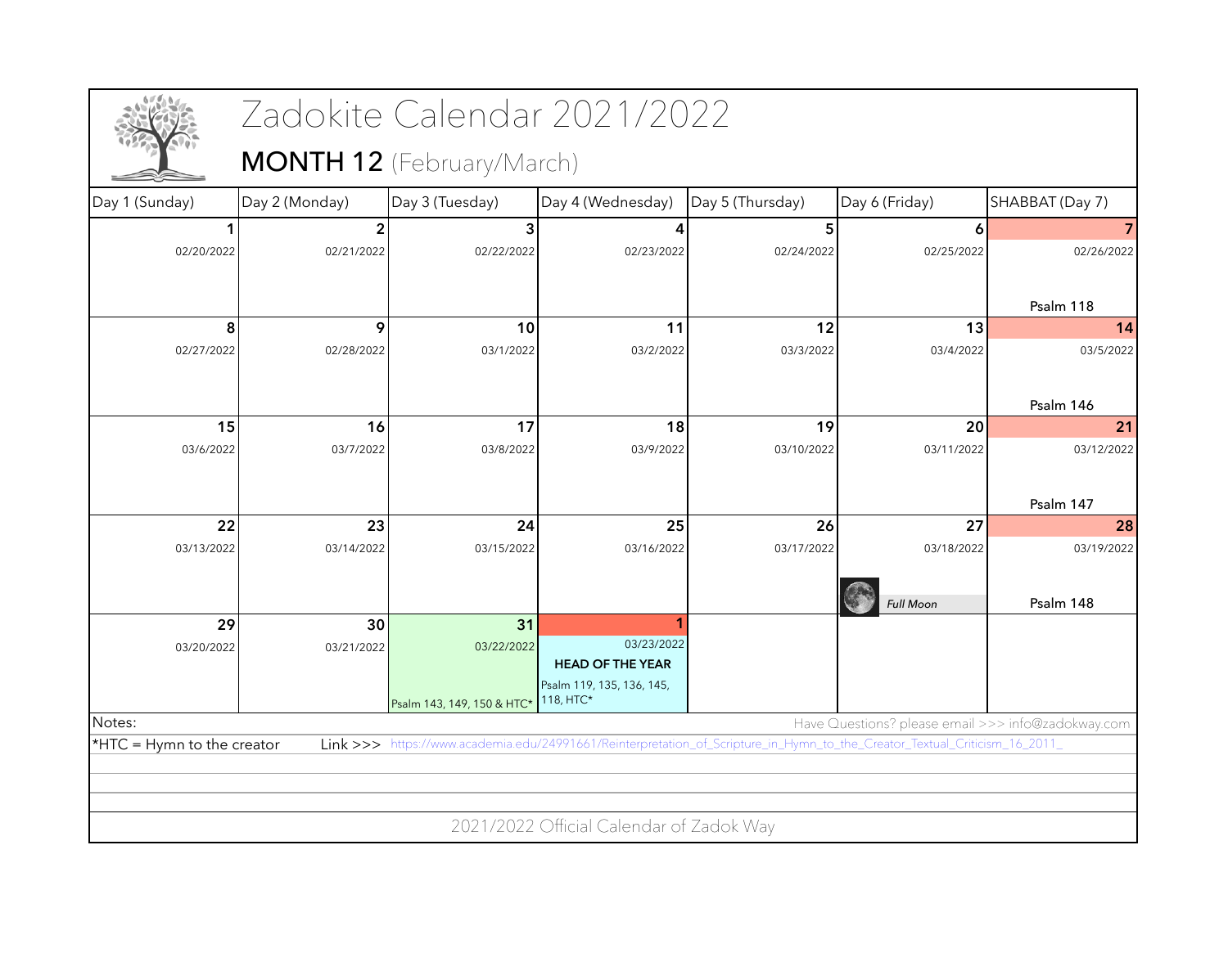# Zadokite Calendar 2021/2022

## MONTH 12 (February/March)

| Day 1 (Sunday) | Day 2 (Monday) | Day 3 (Tuesday) | Day 4 (Wednesday) | Day 5 (Thursday) | Day 6 (Friday) | SHABBAT (Day 7) |
|---|---|---|---|---|---|---|
| 1<br>02/20/2022 | 2<br>02/21/2022 | 3<br>02/22/2022 | 4<br>02/23/2022 | 5<br>02/24/2022 | 6<br>02/25/2022 | 7<br>02/26/2022<br>Psalm 118 |
| 8<br>02/27/2022 | 9<br>02/28/2022 | 10<br>03/1/2022 | 11<br>03/2/2022 | 12<br>03/3/2022 | 13<br>03/4/2022 | 14<br>03/5/2022<br>Psalm 146 |
| 15<br>03/6/2022 | 16<br>03/7/2022 | 17<br>03/8/2022 | 18<br>03/9/2022 | 19<br>03/10/2022 | 20<br>03/11/2022 | 21<br>03/12/2022<br>Psalm 147 |
| 22<br>03/13/2022 | 23<br>03/14/2022 | 24<br>03/15/2022 | 25<br>03/16/2022 | 26<br>03/17/2022 | 27<br>03/18/2022<br>*Full Moon* | 28<br>03/19/2022<br>Psalm 148 |
| 29<br>03/20/2022 | 30<br>03/21/2022 | 31<br>03/22/2022<br>Psalm 143, 149, 150 & HTC* | 1<br>03/23/2022<br>**HEAD OF THE YEAR**<br>Psalm 119, 135, 136, 145, 118, HTC* | | | |

Notes:

Have Questions? please email >>> info@zadokway.com

*HTC = Hymn to the creator    Link >>> https://www.academia.edu/24991661/Reinterpretation_of_Scripture_in_Hymn_to_the_Creator_Textual_Criticism_16_2011_

2021/2022 Official Calendar of Zadok Way